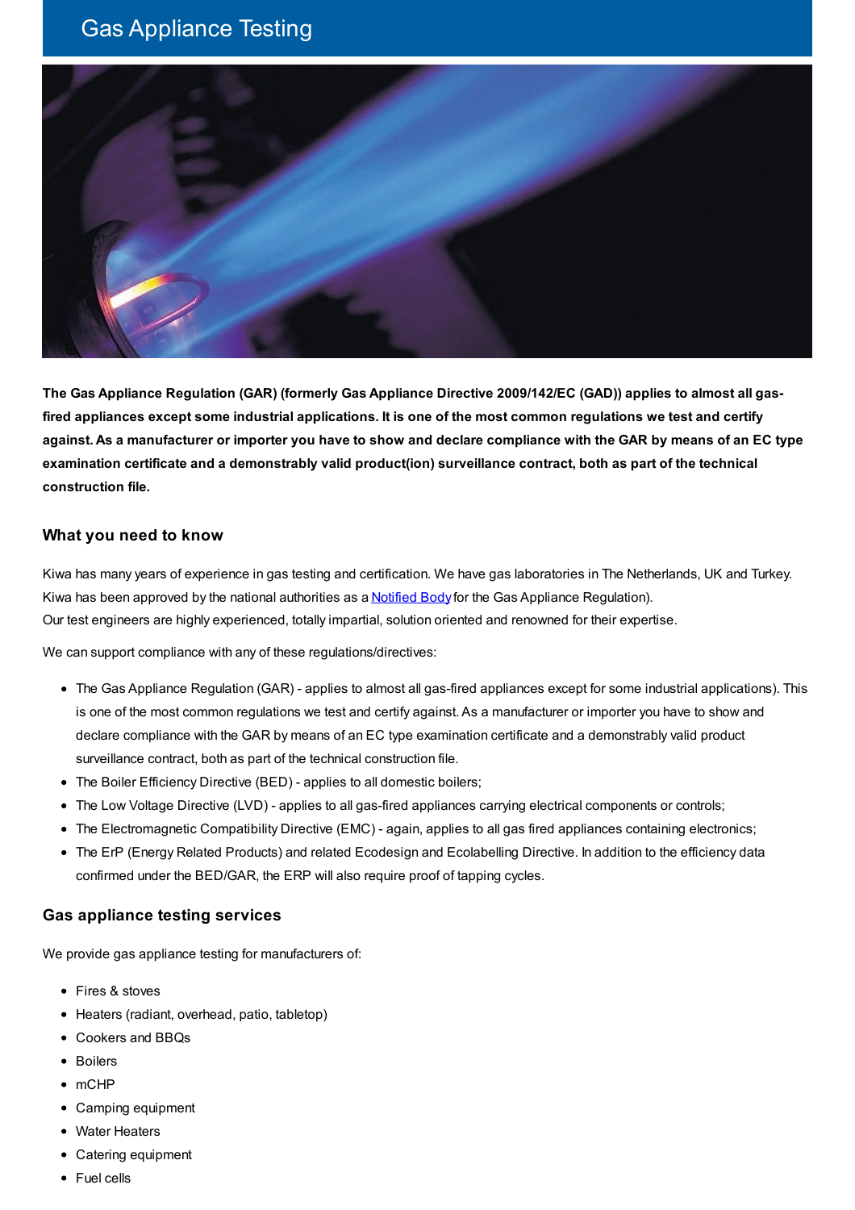# Gas Appliance Testing

**The Gas Appliance Regulation (GAR) (formerly Gas Appliance Directive 2009/142/EC (GAD)) applies to almost all gas-fired appliances except some industrial applications. It is one of the most common regulations we test and certify against. As a manufacturer or importer you have to show and declare compliance with the GAR by means of an EC type examination certificate and a demonstrably valid product(ion) surveillance contract, both as part of the technical construction file.**

### What you need to know

Kiwa has many years of experience in gas testing and certification. We have gas laboratories in The Netherlands, UK and Turkey. Kiwa has been approved by the national authorities as a Notified Body for the Gas Appliance Regulation).
Our test engineers are highly experienced, totally impartial, solution oriented and renowned for their expertise.

We can support compliance with any of these regulations/directives:

- The Gas Appliance Regulation (GAR) - applies to almost all gas-fired appliances except for some industrial applications). This is one of the most common regulations we test and certify against. As a manufacturer or importer you have to show and declare compliance with the GAR by means of an EC type examination certificate and a demonstrably valid product surveillance contract, both as part of the technical construction file.
- The Boiler Efficiency Directive (BED) - applies to all domestic boilers;
- The Low Voltage Directive (LVD) - applies to all gas-fired appliances carrying electrical components or controls;
- The Electromagnetic Compatibility Directive (EMC) - again, applies to all gas fired appliances containing electronics;
- The ErP (Energy Related Products) and related Ecodesign and Ecolabelling Directive. In addition to the efficiency data confirmed under the BED/GAR, the ERP will also require proof of tapping cycles.

### Gas appliance testing services

We provide gas appliance testing for manufacturers of:

- Fires & stoves
- Heaters (radiant, overhead, patio, tabletop)
- Cookers and BBQs
- Boilers
- mCHP
- Camping equipment
- Water Heaters
- Catering equipment
- Fuel cells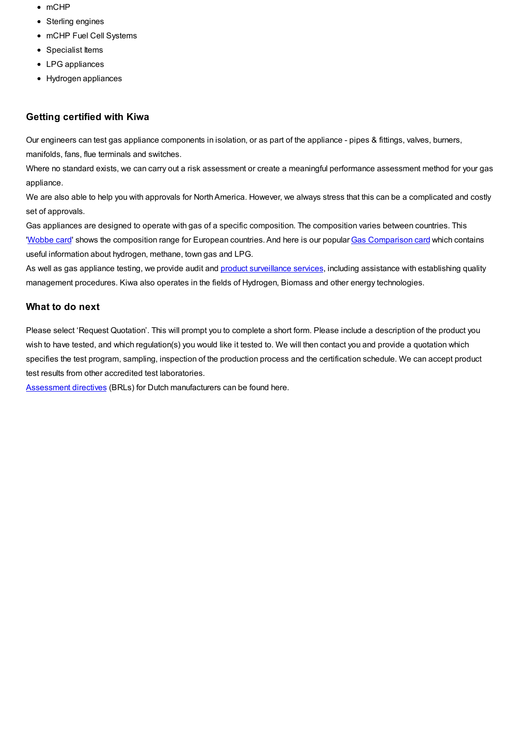- mCHP
- Sterling engines
- mCHP Fuel Cell Systems
- Specialist Items
- LPG appliances
- Hydrogen appliances

### Getting certified with Kiwa

Our engineers can test gas appliance components in isolation, or as part of the appliance - pipes & fittings, valves, burners, manifolds, fans, flue terminals and switches.

Where no standard exists, we can carry out a risk assessment or create a meaningful performance assessment method for your gas appliance.

We are also able to help you with approvals for North America. However, we always stress that this can be a complicated and costly set of approvals.

Gas appliances are designed to operate with gas of a specific composition. The composition varies between countries. This 'Wobbe card' shows the composition range for European countries. And here is our popular Gas Comparison card which contains useful information about hydrogen, methane, town gas and LPG.

As well as gas appliance testing, we provide audit and product surveillance services, including assistance with establishing quality management procedures. Kiwa also operates in the fields of Hydrogen, Biomass and other energy technologies.

### What to do next

Please select 'Request Quotation'. This will prompt you to complete a short form. Please include a description of the product you wish to have tested, and which regulation(s) you would like it tested to. We will then contact you and provide a quotation which specifies the test program, sampling, inspection of the production process and the certification schedule. We can accept product test results from other accredited test laboratories.

Assessment directives (BRLs) for Dutch manufacturers can be found here.